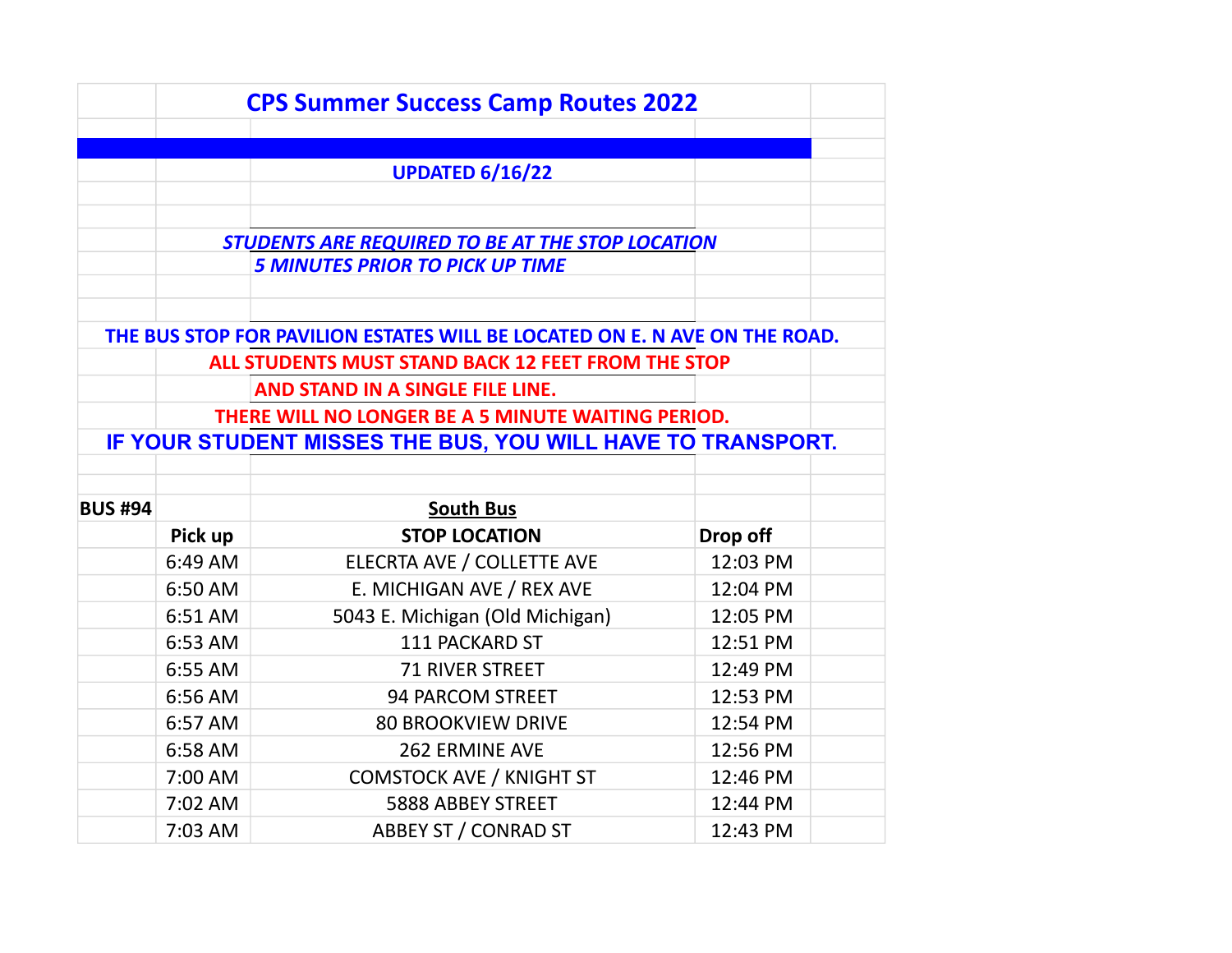# CPS Summer Success Camp Routes 2022

**UPDATED 6/16/22**

***STUDENTS ARE REQUIRED TO BE AT THE STOP LOCATION***
***5 MINUTES PRIOR TO PICK UP TIME***

**THE BUS STOP FOR PAVILION ESTATES WILL BE LOCATED ON E. N AVE ON THE ROAD.**

**ALL STUDENTS MUST STAND BACK 12 FEET FROM THE STOP**
**AND STAND IN A SINGLE FILE LINE.**
**THERE WILL NO LONGER BE A 5 MINUTE WAITING PERIOD.**

**IF YOUR STUDENT MISSES THE BUS, YOU WILL HAVE TO TRANSPORT.**

| **BUS #94** | | **South Bus** | |
|---|---|---|---|
| | **Pick up** | **STOP LOCATION** | **Drop off** |
| | 6:49 AM | ELECRTA AVE / COLLETTE AVE | 12:03 PM |
| | 6:50 AM | E. MICHIGAN AVE / REX AVE | 12:04 PM |
| | 6:51 AM | 5043 E. Michigan (Old Michigan) | 12:05 PM |
| | 6:53 AM | 111 PACKARD ST | 12:51 PM |
| | 6:55 AM | 71 RIVER STREET | 12:49 PM |
| | 6:56 AM | 94 PARCOM STREET | 12:53 PM |
| | 6:57 AM | 80 BROOKVIEW DRIVE | 12:54 PM |
| | 6:58 AM | 262 ERMINE AVE | 12:56 PM |
| | 7:00 AM | COMSTOCK AVE / KNIGHT ST | 12:46 PM |
| | 7:02 AM | 5888 ABBEY STREET | 12:44 PM |
| | 7:03 AM | ABBEY ST / CONRAD ST | 12:43 PM |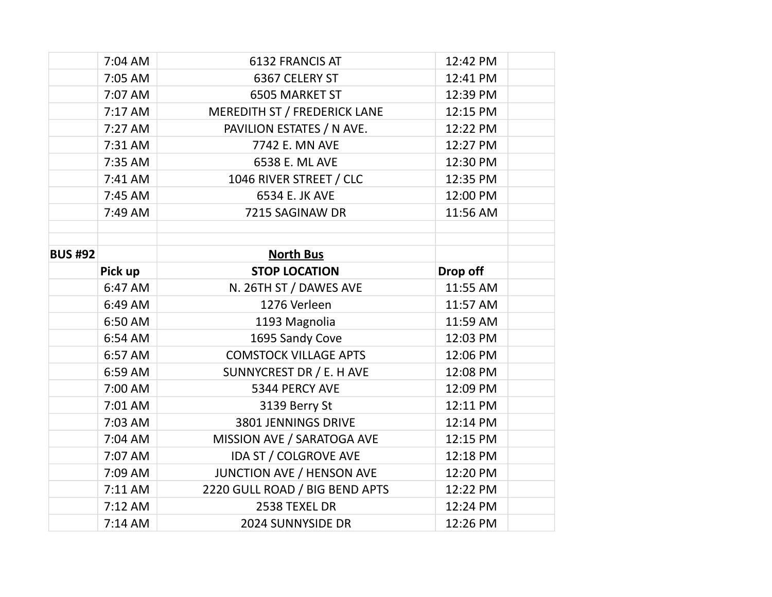| | | | | |
|---|---|---|---|---|
| | 7:04 AM | 6132 FRANCIS AT | 12:42 PM | |
| | 7:05 AM | 6367 CELERY ST | 12:41 PM | |
| | 7:07 AM | 6505 MARKET ST | 12:39 PM | |
| | 7:17 AM | MEREDITH ST / FREDERICK LANE | 12:15 PM | |
| | 7:27 AM | PAVILION ESTATES / N AVE. | 12:22 PM | |
| | 7:31 AM | 7742 E. MN AVE | 12:27 PM | |
| | 7:35 AM | 6538 E. ML AVE | 12:30 PM | |
| | 7:41 AM | 1046 RIVER STREET / CLC | 12:35 PM | |
| | 7:45 AM | 6534 E. JK AVE | 12:00 PM | |
| | 7:49 AM | 7215 SAGINAW DR | 11:56 AM | |

| **BUS #92** | | <u>**North Bus**</u> | | |
|---|---|---|---|---|
| | **Pick up** | **STOP LOCATION** | **Drop off** | |
| | 6:47 AM | N. 26TH ST / DAWES AVE | 11:55 AM | |
| | 6:49 AM | 1276 Verleen | 11:57 AM | |
| | 6:50 AM | 1193 Magnolia | 11:59 AM | |
| | 6:54 AM | 1695 Sandy Cove | 12:03 PM | |
| | 6:57 AM | COMSTOCK VILLAGE APTS | 12:06 PM | |
| | 6:59 AM | SUNNYCREST DR / E. H AVE | 12:08 PM | |
| | 7:00 AM | 5344 PERCY AVE | 12:09 PM | |
| | 7:01 AM | 3139 Berry St | 12:11 PM | |
| | 7:03 AM | 3801 JENNINGS DRIVE | 12:14 PM | |
| | 7:04 AM | MISSION AVE / SARATOGA AVE | 12:15 PM | |
| | 7:07 AM | IDA ST / COLGROVE AVE | 12:18 PM | |
| | 7:09 AM | JUNCTION AVE / HENSON AVE | 12:20 PM | |
| | 7:11 AM | 2220 GULL ROAD / BIG BEND APTS | 12:22 PM | |
| | 7:12 AM | 2538 TEXEL DR | 12:24 PM | |
| | 7:14 AM | 2024 SUNNYSIDE DR | 12:26 PM | |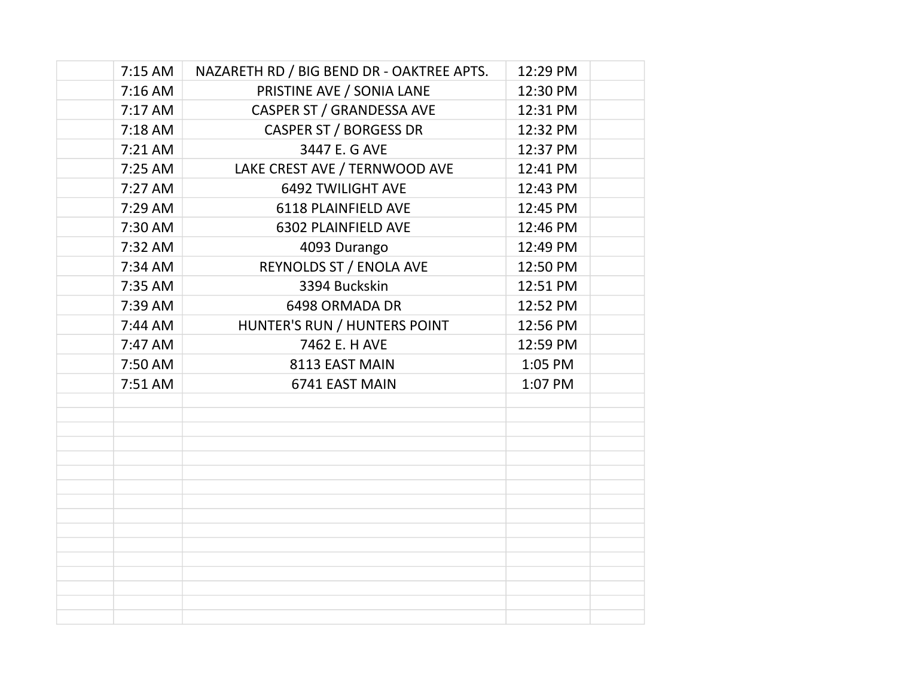| | | | | |
|---|---|---|---|---|
| | 7:15 AM | NAZARETH RD / BIG BEND DR - OAKTREE APTS. | 12:29 PM | |
| | 7:16 AM | PRISTINE AVE / SONIA LANE | 12:30 PM | |
| | 7:17 AM | CASPER ST / GRANDESSA AVE | 12:31 PM | |
| | 7:18 AM | CASPER ST / BORGESS DR | 12:32 PM | |
| | 7:21 AM | 3447 E. G AVE | 12:37 PM | |
| | 7:25 AM | LAKE CREST AVE / TERNWOOD AVE | 12:41 PM | |
| | 7:27 AM | 6492 TWILIGHT AVE | 12:43 PM | |
| | 7:29 AM | 6118 PLAINFIELD AVE | 12:45 PM | |
| | 7:30 AM | 6302 PLAINFIELD AVE | 12:46 PM | |
| | 7:32 AM | 4093 Durango | 12:49 PM | |
| | 7:34 AM | REYNOLDS ST / ENOLA AVE | 12:50 PM | |
| | 7:35 AM | 3394 Buckskin | 12:51 PM | |
| | 7:39 AM | 6498 ORMADA DR | 12:52 PM | |
| | 7:44 AM | HUNTER'S RUN / HUNTERS POINT | 12:56 PM | |
| | 7:47 AM | 7462 E. H AVE | 12:59 PM | |
| | 7:50 AM | 8113 EAST MAIN | 1:05 PM | |
| | 7:51 AM | 6741 EAST MAIN | 1:07 PM | |